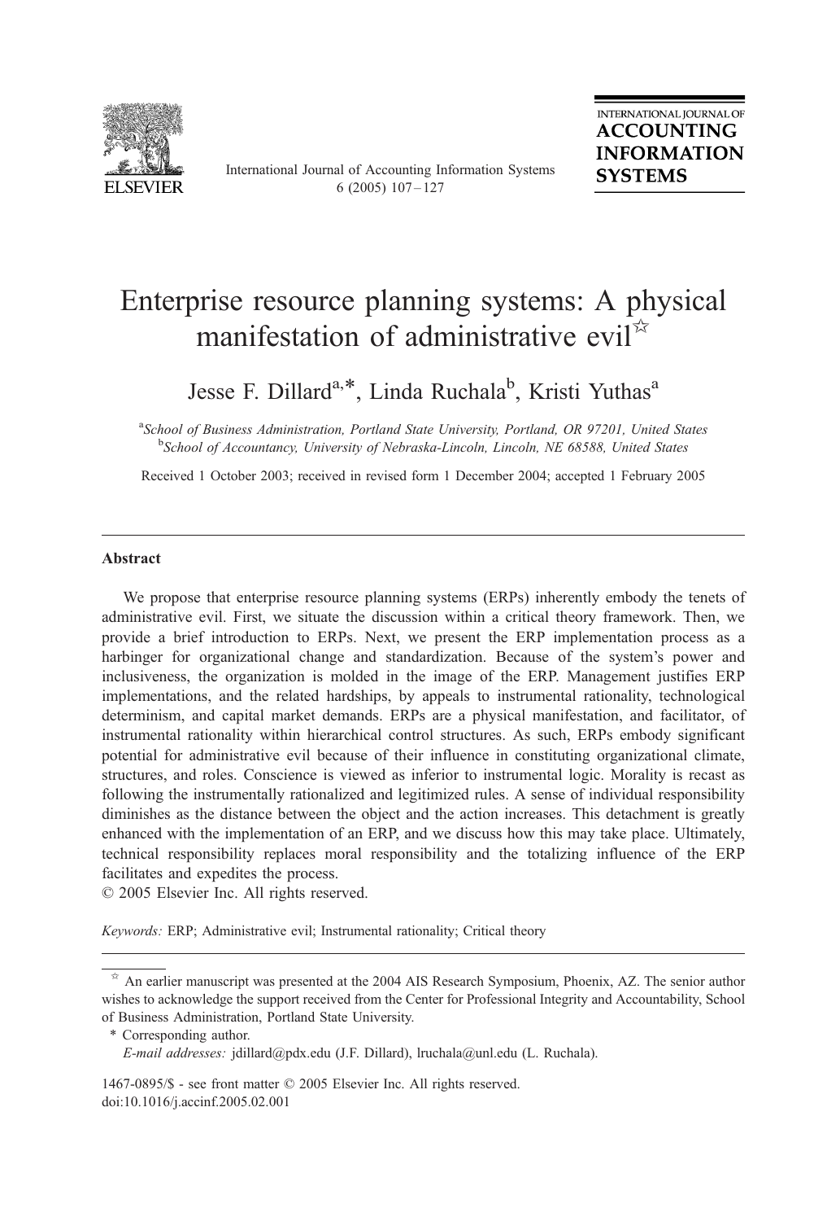# Enterprise resource planning systems: A physical manifestation of administrative evil[☆]

Jesse F. Dillard[a,*], Linda Ruchala[b], Kristi Yuthas[a]

[a] *School of Business Administration, Portland State University, Portland, OR 97201, United States*
[b] *School of Accountancy, University of Nebraska-Lincoln, Lincoln, NE 68588, United States*

Received 1 October 2003; received in revised form 1 December 2004; accepted 1 February 2005

## Abstract

We propose that enterprise resource planning systems (ERPs) inherently embody the tenets of administrative evil. First, we situate the discussion within a critical theory framework. Then, we provide a brief introduction to ERPs. Next, we present the ERP implementation process as a harbinger for organizational change and standardization. Because of the system's power and inclusiveness, the organization is molded in the image of the ERP. Management justifies ERP implementations, and the related hardships, by appeals to instrumental rationality, technological determinism, and capital market demands. ERPs are a physical manifestation, and facilitator, of instrumental rationality within hierarchical control structures. As such, ERPs embody significant potential for administrative evil because of their influence in constituting organizational climate, structures, and roles. Conscience is viewed as inferior to instrumental logic. Morality is recast as following the instrumentally rationalized and legitimized rules. A sense of individual responsibility diminishes as the distance between the object and the action increases. This detachment is greatly enhanced with the implementation of an ERP, and we discuss how this may take place. Ultimately, technical responsibility replaces moral responsibility and the totalizing influence of the ERP facilitates and expedites the process.

© 2005 Elsevier Inc. All rights reserved.

*Keywords:* ERP; Administrative evil; Instrumental rationality; Critical theory

---

[☆] An earlier manuscript was presented at the 2004 AIS Research Symposium, Phoenix, AZ. The senior author wishes to acknowledge the support received from the Center for Professional Integrity and Accountability, School of Business Administration, Portland State University.

\* Corresponding author.
*E-mail addresses:* jdillard@pdx.edu (J.F. Dillard), lruchala@unl.edu (L. Ruchala).

1467-0895/$ - see front matter © 2005 Elsevier Inc. All rights reserved.
doi:10.1016/j.accinf.2005.02.001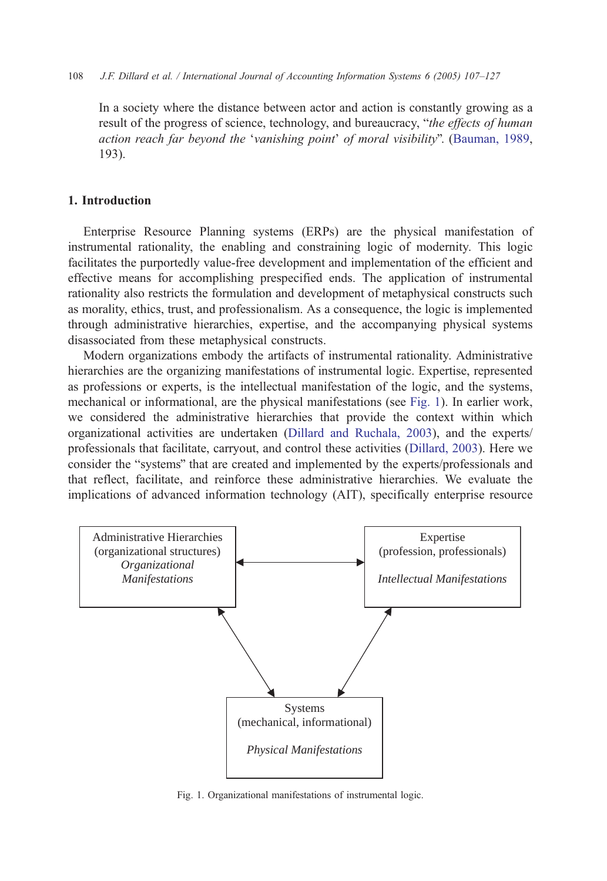> In a society where the distance between actor and action is constantly growing as a result of the progress of science, technology, and bureaucracy, "*the effects of human action reach far beyond the* '*vanishing point*' *of moral visibility*". (Bauman, 1989, 193).

## 1. Introduction

Enterprise Resource Planning systems (ERPs) are the physical manifestation of instrumental rationality, the enabling and constraining logic of modernity. This logic facilitates the purportedly value-free development and implementation of the efficient and effective means for accomplishing prespecified ends. The application of instrumental rationality also restricts the formulation and development of metaphysical constructs such as morality, ethics, trust, and professionalism. As a consequence, the logic is implemented through administrative hierarchies, expertise, and the accompanying physical systems disassociated from these metaphysical constructs.

Modern organizations embody the artifacts of instrumental rationality. Administrative hierarchies are the organizing manifestations of instrumental logic. Expertise, represented as professions or experts, is the intellectual manifestation of the logic, and the systems, mechanical or informational, are the physical manifestations (see Fig. 1). In earlier work, we considered the administrative hierarchies that provide the context within which organizational activities are undertaken (Dillard and Ruchala, 2003), and the experts/professionals that facilitate, carryout, and control these activities (Dillard, 2003). Here we consider the "systems" that are created and implemented by the experts/professionals and that reflect, facilitate, and reinforce these administrative hierarchies. We evaluate the implications of advanced information technology (AIT), specifically enterprise resource

Administrative Hierarchies (organizational structures) *Organizational Manifestations*

Expertise (profession, professionals) *Intellectual Manifestations*

Systems (mechanical, informational) *Physical Manifestations*

Fig. 1. Organizational manifestations of instrumental logic.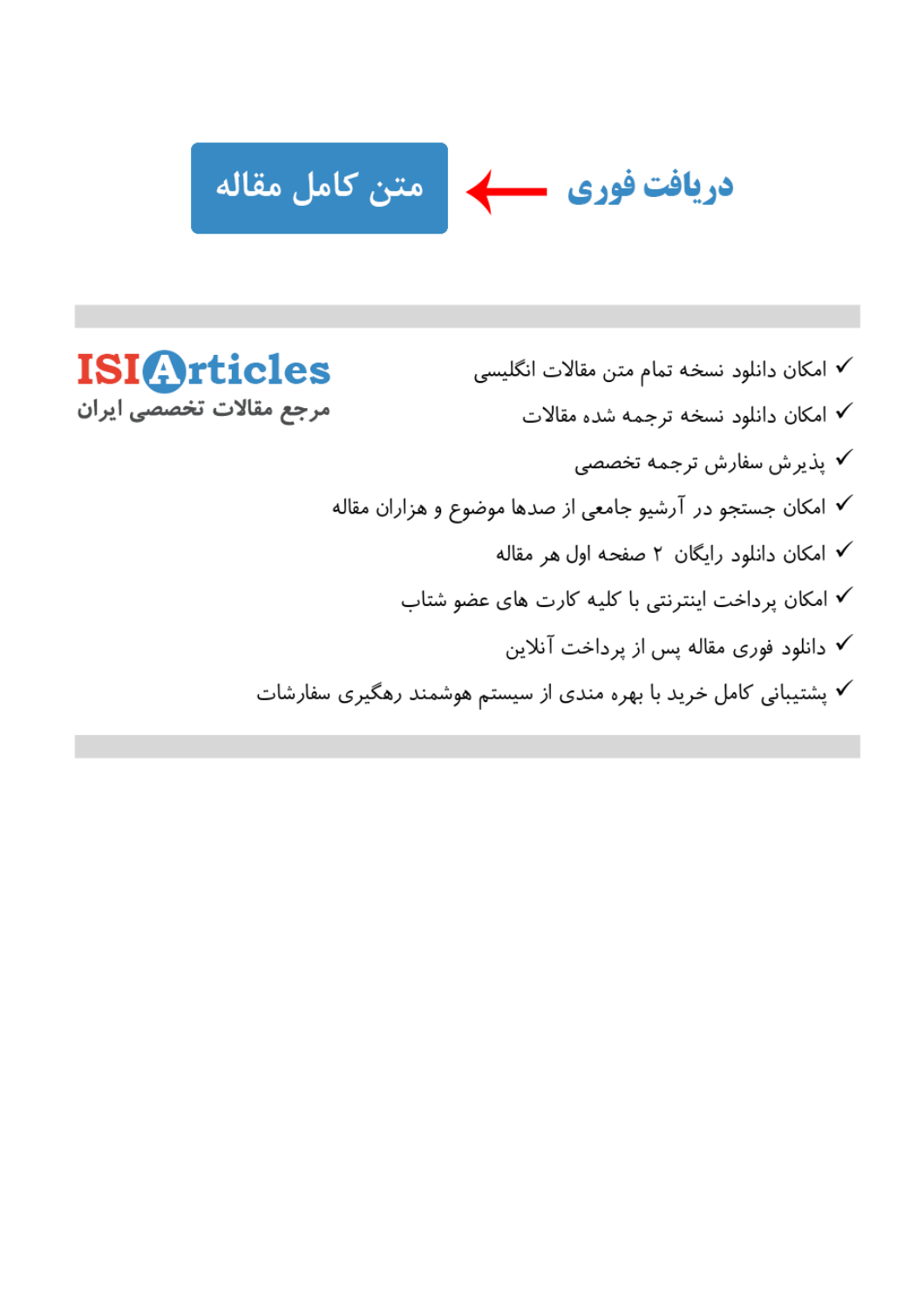دریافت فوری ← متن کامل مقاله

**ISIArticles**
مرجع مقالات تخصصی ایران

- ✓ امکان دانلود نسخه تمام متن مقالات انگلیسی
- ✓ امکان دانلود نسخه ترجمه شده مقالات
- ✓ پذیرش سفارش ترجمه تخصصی
- ✓ امکان جستجو در آرشیو جامعی از صدها موضوع و هزاران مقاله
- ✓ امکان دانلود رایگان ۲ صفحه اول هر مقاله
- ✓ امکان پرداخت اینترنتی با کلیه کارت های عضو شتاب
- ✓ دانلود فوری مقاله پس از پرداخت آنلاین
- ✓ پشتیبانی کامل خرید با بهره مندی از سیستم هوشمند رهگیری سفارشات